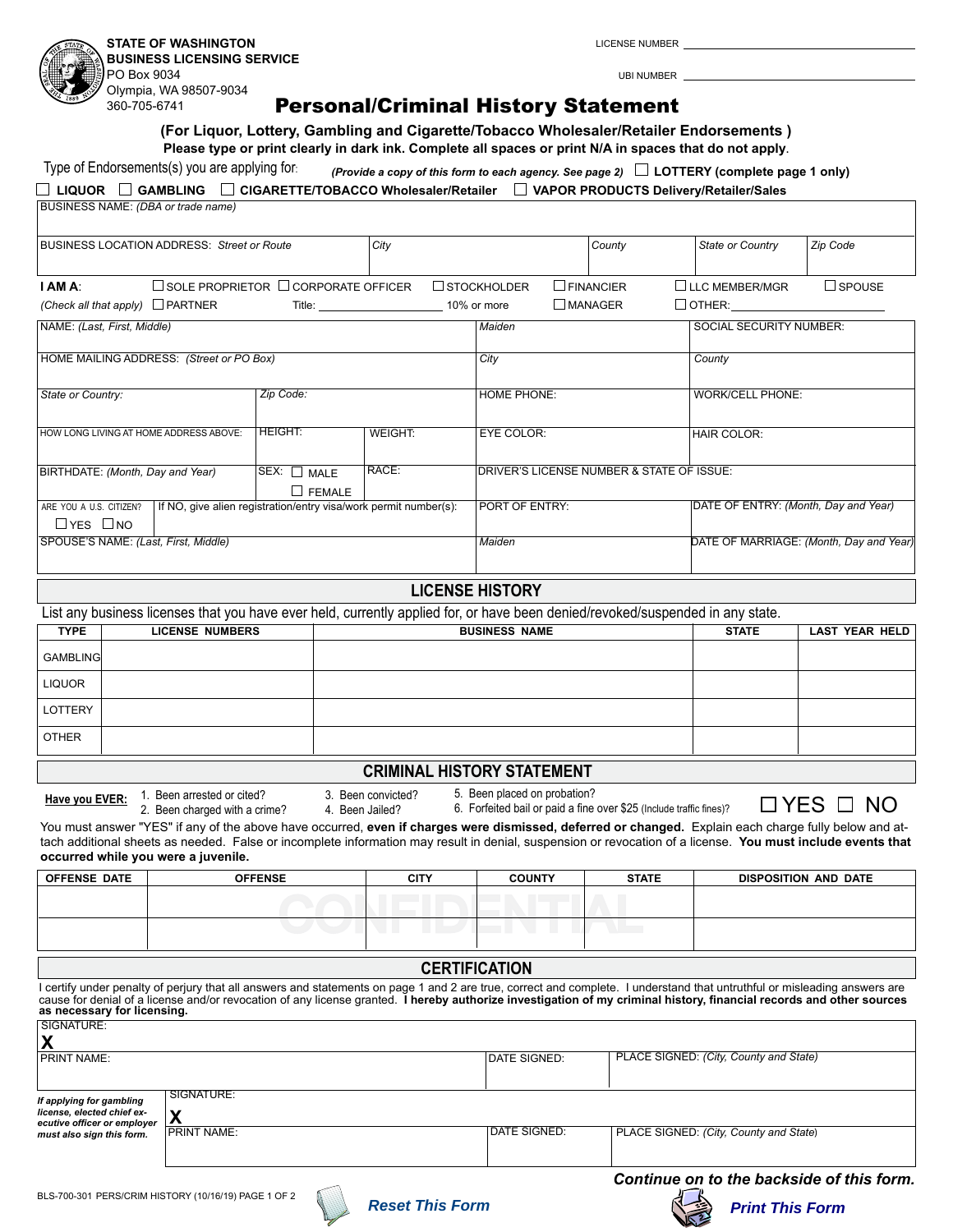STATE OF WASHINGTON
BUSINESS LICENSING SERVICE
PO Box 9034
Olympia, WA 98507-9034
360-705-6741

LICENSE NUMBER ____________________

UBI NUMBER ____________________

# Personal/Criminal History Statement

**(For Liquor, Lottery, Gambling and Cigarette/Tobacco Wholesaler/Retailer Endorsements )**

**Please type or print clearly in dark ink. Complete all spaces or print N/A in spaces that do not apply.**

Type of Endorsements(s) you are applying for: *(Provide a copy of this form to each agency. See page 2)* ☐ **LOTTERY (complete page 1 only)**

☐ **LIQUOR** ☐ **GAMBLING** ☐ **CIGARETTE/TOBACCO Wholesaler/Retailer** ☐ **VAPOR PRODUCTS Delivery/Retailer/Sales**

| BUSINESS NAME: *(DBA or trade name)* | | | | |
|---|---|---|---|---|
| BUSINESS LOCATION ADDRESS: *Street or Route* | *City* | *County* | *State or Country* | *Zip Code* |

**I AM A:** *(Check all that apply)* ☐ SOLE PROPRIETOR ☐ PARTNER ☐ CORPORATE OFFICER Title: __________ ☐ STOCKHOLDER 10% or more ☐ FINANCIER ☐ MANAGER ☐ LLC MEMBER/MGR ☐ OTHER: __________ ☐ SPOUSE

| NAME: *(Last, First, Middle)* | | | *Maiden* | SOCIAL SECURITY NUMBER: |
|---|---|---|---|---|
| HOME MAILING ADDRESS: *(Street or PO Box)* | | | *City* | *County* |
| *State or Country:* | *Zip Code:* | | HOME PHONE: | WORK/CELL PHONE: |
| HOW LONG LIVING AT HOME ADDRESS ABOVE: | HEIGHT: | WEIGHT: | EYE COLOR: | HAIR COLOR: |
| BIRTHDATE: *(Month, Day and Year)* | SEX: ☐ MALE ☐ FEMALE | RACE: | DRIVER'S LICENSE NUMBER & STATE OF ISSUE: | |
| ARE YOU A U.S. CITIZEN? ☐ YES ☐ NO | If NO, give alien registration/entry visa/work permit number(s): | | PORT OF ENTRY: | DATE OF ENTRY: *(Month, Day and Year)* |
| SPOUSE'S NAME: *(Last, First, Middle)* | | | *Maiden* | DATE OF MARRIAGE: *(Month, Day and Year)* |

## LICENSE HISTORY

List any business licenses that you have ever held, currently applied for, or have been denied/revoked/suspended in any state.

| TYPE | LICENSE NUMBERS | BUSINESS NAME | STATE | LAST YEAR HELD |
|---|---|---|---|---|
| GAMBLING | | | | |
| LIQUOR | | | | |
| LOTTERY | | | | |
| OTHER | | | | |

## CRIMINAL HISTORY STATEMENT

**Have you EVER:**
1. Been arrested or cited?
2. Been charged with a crime?
3. Been convicted?
4. Been Jailed?
5. Been placed on probation?
6. Forfeited bail or paid a fine over $25 (Include traffic fines)?

☐ YES ☐ NO

You must answer "YES" if any of the above have occurred, **even if charges were dismissed, deferred or changed.** Explain each charge fully below and attach additional sheets as needed. False or incomplete information may result in denial, suspension or revocation of a license. **You must include events that occurred while you were a juvenile.**

| OFFENSE DATE | OFFENSE | CITY | COUNTY | STATE | DISPOSITION AND DATE |
|---|---|---|---|---|---|
| | | | | | |
| | | | | | |

## CERTIFICATION

I certify under penalty of perjury that all answers and statements on page 1 and 2 are true, correct and complete. I understand that untruthful or misleading answers are cause for denial of a license and/or revocation of any license granted. **I hereby authorize investigation of my criminal history, financial records and other sources as necessary for licensing.**

| SIGNATURE: **X** | | |
|---|---|---|
| PRINT NAME: | DATE SIGNED: | PLACE SIGNED: *(City, County and State)* |

***If applying for gambling license, elected chief executive officer or employer must also sign this form.***

| SIGNATURE: **X** | | |
|---|---|---|
| PRINT NAME: | DATE SIGNED: | PLACE SIGNED: *(City, County and State)* |

***Continue on to the backside of this form.***

BLS-700-301 PERS/CRIM HISTORY (10/16/19)

Reset This Form

Print This Form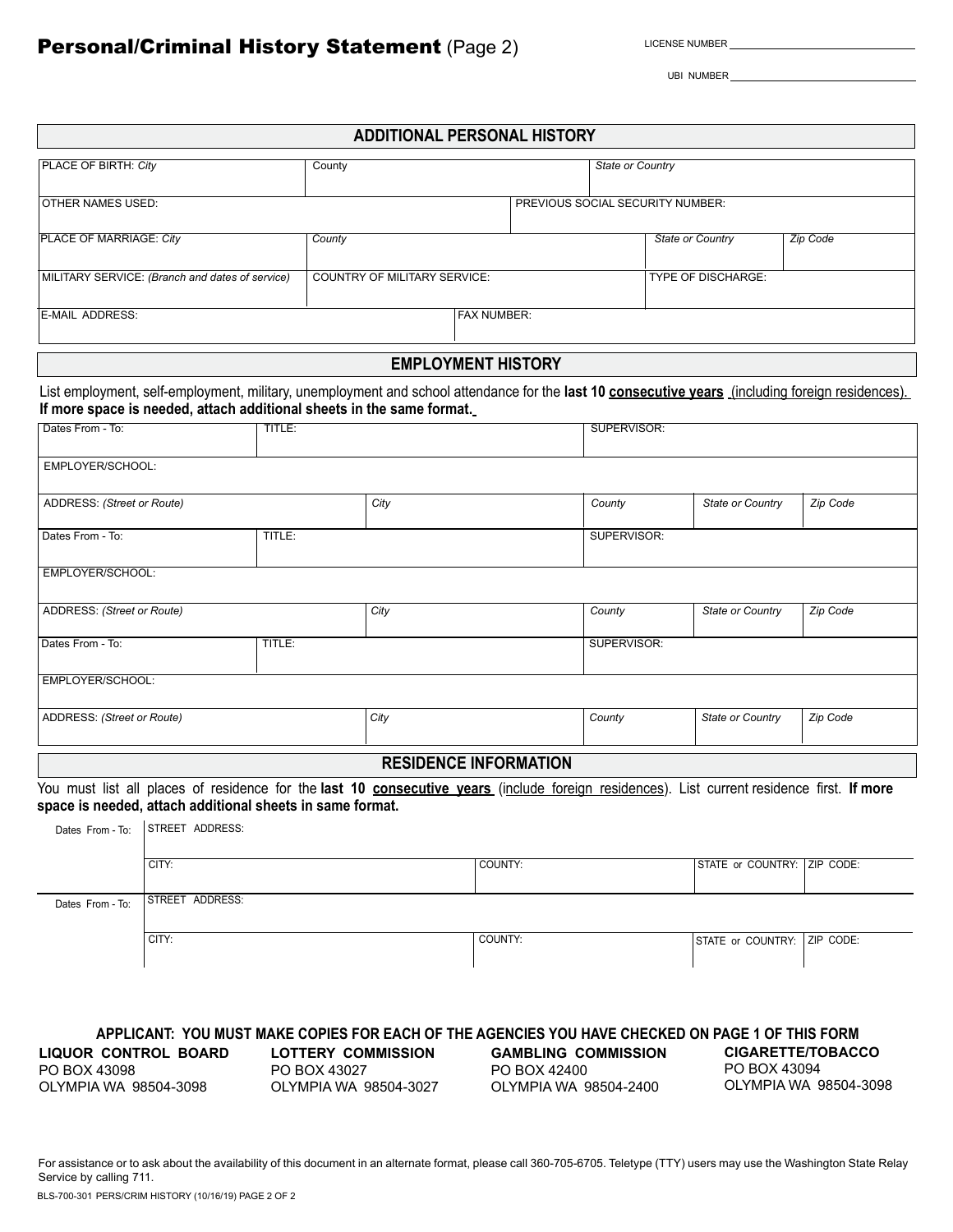# Personal/Criminal History Statement (Page 2)

LICENSE NUMBER ____________________

UBI NUMBER ____________________

## ADDITIONAL PERSONAL HISTORY

| | | | |
|---|---|---|---|
| PLACE OF BIRTH: *City* | County | *State or Country* | |
| OTHER NAMES USED: | | PREVIOUS SOCIAL SECURITY NUMBER: | |
| PLACE OF MARRIAGE: *City* | *County* | *State or Country* | *Zip Code* |
| MILITARY SERVICE: *(Branch and dates of service)* | COUNTRY OF MILITARY SERVICE: | TYPE OF DISCHARGE: | |
| E-MAIL ADDRESS: | FAX NUMBER: | | |

## EMPLOYMENT HISTORY

List employment, self-employment, military, unemployment and school attendance for the **last 10 <u>consecutive years</u>** <u>(including foreign residences).</u> **If more space is needed, attach additional sheets in the same format.**

| | | | | |
|---|---|---|---|---|
| Dates From - To: | TITLE: | SUPERVISOR: | | |
| EMPLOYER/SCHOOL: | | | | |
| ADDRESS: *(Street or Route)* | *City* | *County* | *State or Country* | *Zip Code* |
| Dates From - To: | TITLE: | SUPERVISOR: | | |
| EMPLOYER/SCHOOL: | | | | |
| ADDRESS: *(Street or Route)* | *City* | *County* | *State or Country* | *Zip Code* |
| Dates From - To: | TITLE: | SUPERVISOR: | | |
| EMPLOYER/SCHOOL: | | | | |
| ADDRESS: *(Street or Route)* | *City* | *County* | *State or Country* | *Zip Code* |

## RESIDENCE INFORMATION

You must list all places of residence for the **last 10 <u>consecutive years</u>** (<u>include foreign residences</u>). List current residence first. **If more space is needed, attach additional sheets in same format.**

| | | | | |
|---|---|---|---|---|
| Dates From - To: | STREET ADDRESS: | | | |
| | CITY: | COUNTY: | STATE or COUNTRY: | ZIP CODE: |
| Dates From - To: | STREET ADDRESS: | | | |
| | CITY: | COUNTY: | STATE or COUNTRY: | ZIP CODE: |

**APPLICANT: YOU MUST MAKE COPIES FOR EACH OF THE AGENCIES YOU HAVE CHECKED ON PAGE 1 OF THIS FORM**

**LIQUOR CONTROL BOARD**
PO BOX 43098
OLYMPIA WA 98504-3098

**LOTTERY COMMISSION**
PO BOX 43027
OLYMPIA WA 98504-3027

**GAMBLING COMMISSION**
PO BOX 42400
OLYMPIA WA 98504-2400

**CIGARETTE/TOBACCO**
PO BOX 43094
OLYMPIA WA 98504-3098

For assistance or to ask about the availability of this document in an alternate format, please call 360-705-6705. Teletype (TTY) users may use the Washington State Relay Service by calling 711.

BLS-700-301 PERS/CRIM HISTORY (10/16/19)